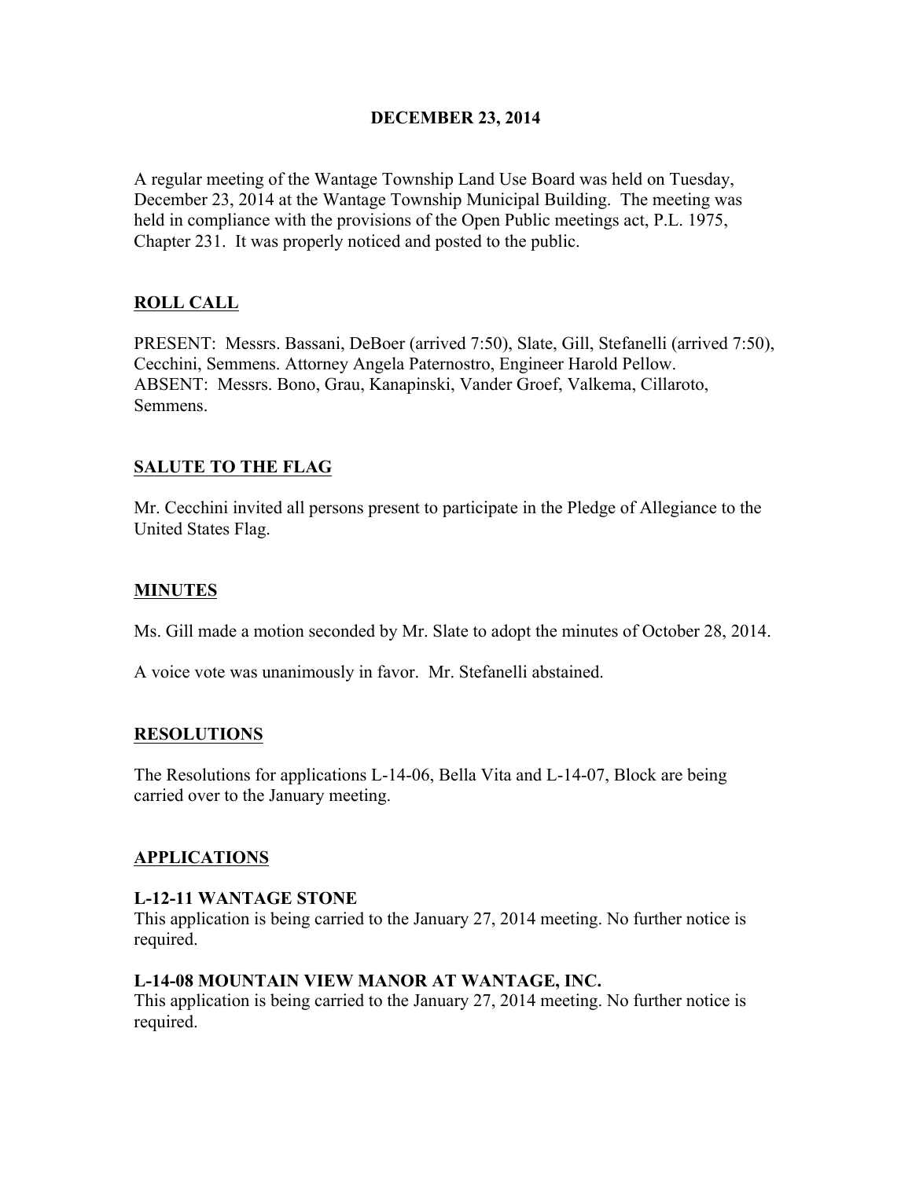**DECEMBER 23, 2014**

A regular meeting of the Wantage Township Land Use Board was held on Tuesday, December 23, 2014 at the Wantage Township Municipal Building. The meeting was held in compliance with the provisions of the Open Public meetings act, P.L. 1975, Chapter 231. It was properly noticed and posted to the public.

## ROLL CALL

PRESENT: Messrs. Bassani, DeBoer (arrived 7:50), Slate, Gill, Stefanelli (arrived 7:50), Cecchini, Semmens. Attorney Angela Paternostro, Engineer Harold Pellow.
ABSENT: Messrs. Bono, Grau, Kanapinski, Vander Groef, Valkema, Cillaroto, Semmens.

## SALUTE TO THE FLAG

Mr. Cecchini invited all persons present to participate in the Pledge of Allegiance to the United States Flag.

## MINUTES

Ms. Gill made a motion seconded by Mr. Slate to adopt the minutes of October 28, 2014.

A voice vote was unanimously in favor. Mr. Stefanelli abstained.

## RESOLUTIONS

The Resolutions for applications L-14-06, Bella Vita and L-14-07, Block are being carried over to the January meeting.

## APPLICATIONS

**L-12-11 WANTAGE STONE**
This application is being carried to the January 27, 2014 meeting. No further notice is required.

**L-14-08 MOUNTAIN VIEW MANOR AT WANTAGE, INC.**
This application is being carried to the January 27, 2014 meeting. No further notice is required.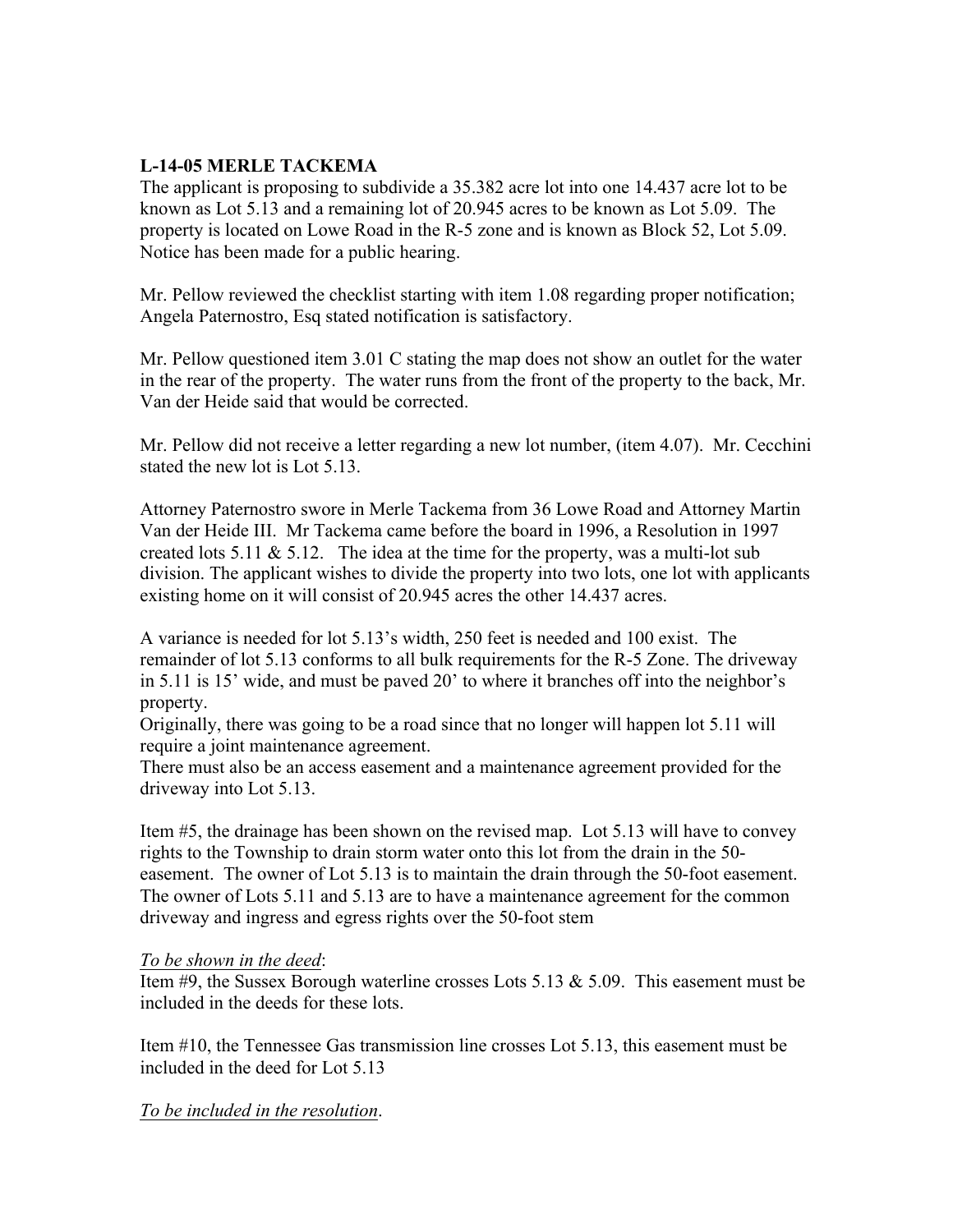**L-14-05 MERLE TACKEMA**
The applicant is proposing to subdivide a 35.382 acre lot into one 14.437 acre lot to be known as Lot 5.13 and a remaining lot of 20.945 acres to be known as Lot 5.09. The property is located on Lowe Road in the R-5 zone and is known as Block 52, Lot 5.09. Notice has been made for a public hearing.

Mr. Pellow reviewed the checklist starting with item 1.08 regarding proper notification; Angela Paternostro, Esq stated notification is satisfactory.

Mr. Pellow questioned item 3.01 C stating the map does not show an outlet for the water in the rear of the property. The water runs from the front of the property to the back, Mr. Van der Heide said that would be corrected.

Mr. Pellow did not receive a letter regarding a new lot number, (item 4.07). Mr. Cecchini stated the new lot is Lot 5.13.

Attorney Paternostro swore in Merle Tackema from 36 Lowe Road and Attorney Martin Van der Heide III. Mr Tackema came before the board in 1996, a Resolution in 1997 created lots 5.11 & 5.12. The idea at the time for the property, was a multi-lot sub division. The applicant wishes to divide the property into two lots, one lot with applicants existing home on it will consist of 20.945 acres the other 14.437 acres.

A variance is needed for lot 5.13's width, 250 feet is needed and 100 exist. The remainder of lot 5.13 conforms to all bulk requirements for the R-5 Zone. The driveway in 5.11 is 15' wide, and must be paved 20' to where it branches off into the neighbor's property.
Originally, there was going to be a road since that no longer will happen lot 5.11 will require a joint maintenance agreement.
There must also be an access easement and a maintenance agreement provided for the driveway into Lot 5.13.

Item #5, the drainage has been shown on the revised map. Lot 5.13 will have to convey rights to the Township to drain storm water onto this lot from the drain in the 50-easement. The owner of Lot 5.13 is to maintain the drain through the 50-foot easement. The owner of Lots 5.11 and 5.13 are to have a maintenance agreement for the common driveway and ingress and egress rights over the 50-foot stem

*To be shown in the deed*:
Item #9, the Sussex Borough waterline crosses Lots 5.13 & 5.09. This easement must be included in the deeds for these lots.

Item #10, the Tennessee Gas transmission line crosses Lot 5.13, this easement must be included in the deed for Lot 5.13

*To be included in the resolution*.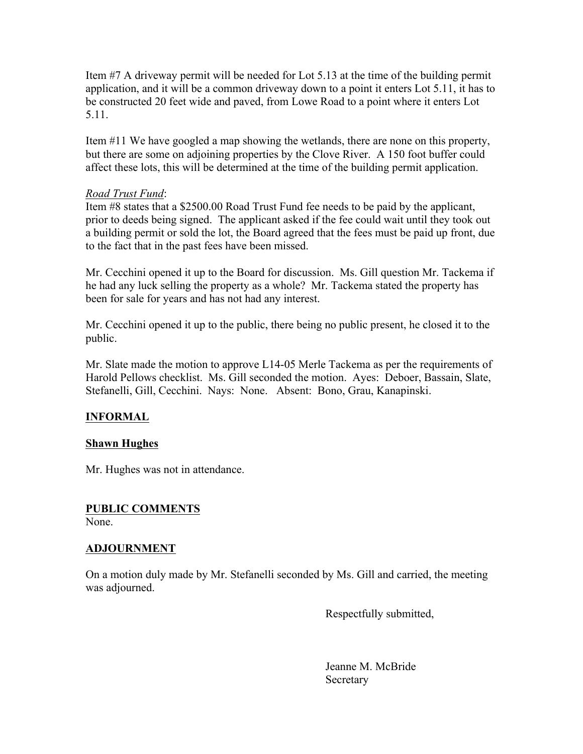Item #7 A driveway permit will be needed for Lot 5.13 at the time of the building permit application, and it will be a common driveway down to a point it enters Lot 5.11, it has to be constructed 20 feet wide and paved, from Lowe Road to a point where it enters Lot 5.11.

Item #11 We have googled a map showing the wetlands, there are none on this property, but there are some on adjoining properties by the Clove River. A 150 foot buffer could affect these lots, this will be determined at the time of the building permit application.

*Road Trust Fund*:
Item #8 states that a $2500.00 Road Trust Fund fee needs to be paid by the applicant, prior to deeds being signed. The applicant asked if the fee could wait until they took out a building permit or sold the lot, the Board agreed that the fees must be paid up front, due to the fact that in the past fees have been missed.

Mr. Cecchini opened it up to the Board for discussion. Ms. Gill question Mr. Tackema if he had any luck selling the property as a whole? Mr. Tackema stated the property has been for sale for years and has not had any interest.

Mr. Cecchini opened it up to the public, there being no public present, he closed it to the public.

Mr. Slate made the motion to approve L14-05 Merle Tackema as per the requirements of Harold Pellows checklist. Ms. Gill seconded the motion. Ayes: Deboer, Bassain, Slate, Stefanelli, Gill, Cecchini. Nays: None. Absent: Bono, Grau, Kanapinski.

## INFORMAL

### Shawn Hughes

Mr. Hughes was not in attendance.

## PUBLIC COMMENTS

None.

## ADJOURNMENT

On a motion duly made by Mr. Stefanelli seconded by Ms. Gill and carried, the meeting was adjourned.

Respectfully submitted,

Jeanne M. McBride
Secretary